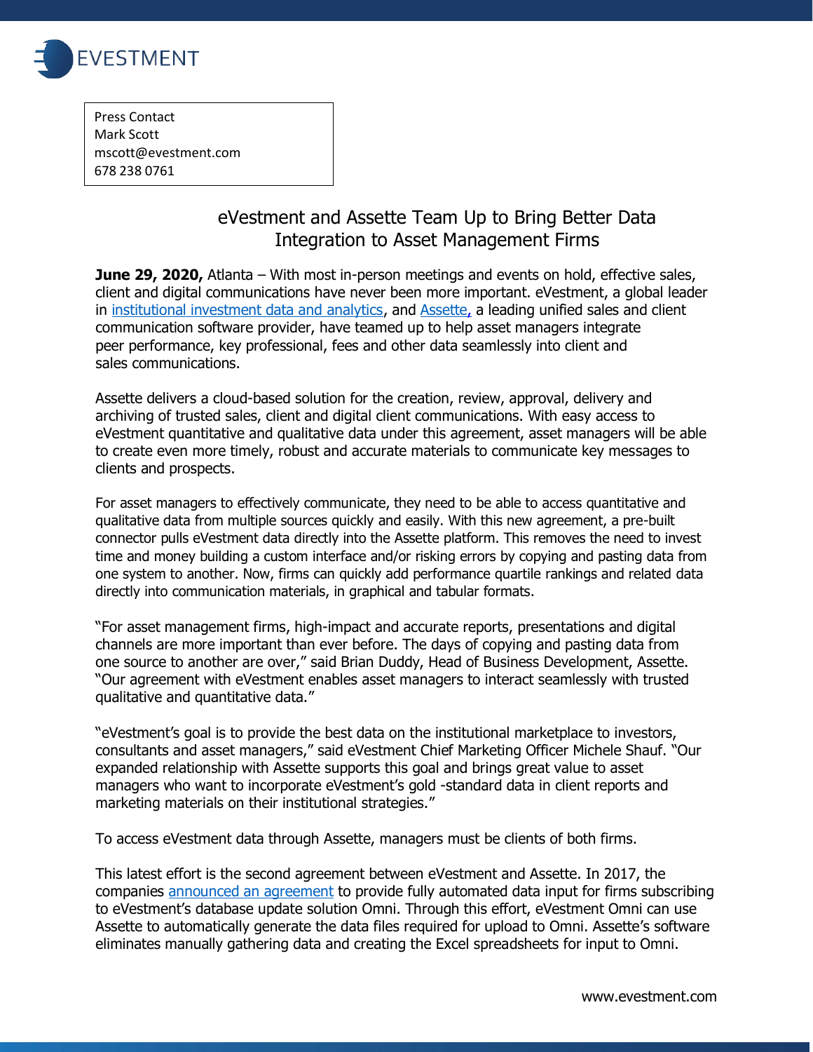Press Contact
Mark Scott
mscott@evestment.com
678 238 0761

# eVestment and Assette Team Up to Bring Better Data Integration to Asset Management Firms

**June 29, 2020,** Atlanta – With most in-person meetings and events on hold, effective sales, client and digital communications have never been more important. eVestment, a global leader in institutional investment data and analytics, and Assette, a leading unified sales and client communication software provider, have teamed up to help asset managers integrate peer performance, key professional, fees and other data seamlessly into client and sales communications.

Assette delivers a cloud-based solution for the creation, review, approval, delivery and archiving of trusted sales, client and digital client communications. With easy access to eVestment quantitative and qualitative data under this agreement, asset managers will be able to create even more timely, robust and accurate materials to communicate key messages to clients and prospects.

For asset managers to effectively communicate, they need to be able to access quantitative and qualitative data from multiple sources quickly and easily. With this new agreement, a pre-built connector pulls eVestment data directly into the Assette platform. This removes the need to invest time and money building a custom interface and/or risking errors by copying and pasting data from one system to another. Now, firms can quickly add performance quartile rankings and related data directly into communication materials, in graphical and tabular formats.

"For asset management firms, high-impact and accurate reports, presentations and digital channels are more important than ever before. The days of copying and pasting data from one source to another are over," said Brian Duddy, Head of Business Development, Assette. "Our agreement with eVestment enables asset managers to interact seamlessly with trusted qualitative and quantitative data."

"eVestment's goal is to provide the best data on the institutional marketplace to investors, consultants and asset managers," said eVestment Chief Marketing Officer Michele Shauf. "Our expanded relationship with Assette supports this goal and brings great value to asset managers who want to incorporate eVestment's gold -standard data in client reports and marketing materials on their institutional strategies."

To access eVestment data through Assette, managers must be clients of both firms.

This latest effort is the second agreement between eVestment and Assette. In 2017, the companies announced an agreement to provide fully automated data input for firms subscribing to eVestment's database update solution Omni. Through this effort, eVestment Omni can use Assette to automatically generate the data files required for upload to Omni. Assette's software eliminates manually gathering data and creating the Excel spreadsheets for input to Omni.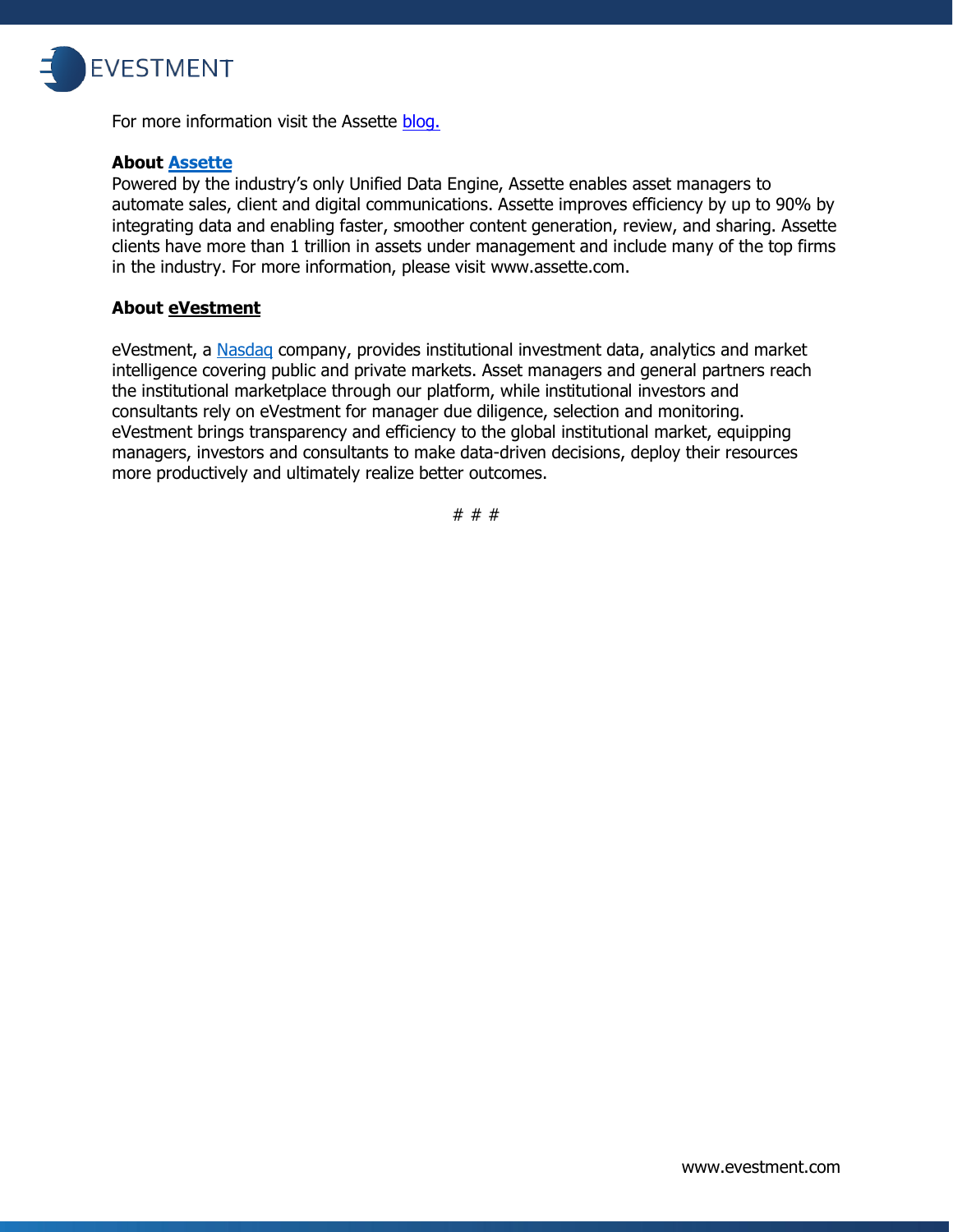For more information visit the Assette blog.

**About Assette**

Powered by the industry's only Unified Data Engine, Assette enables asset managers to automate sales, client and digital communications. Assette improves efficiency by up to 90% by integrating data and enabling faster, smoother content generation, review, and sharing. Assette clients have more than 1 trillion in assets under management and include many of the top firms in the industry. For more information, please visit www.assette.com.

**About eVestment**

eVestment, a Nasdaq company, provides institutional investment data, analytics and market intelligence covering public and private markets. Asset managers and general partners reach the institutional marketplace through our platform, while institutional investors and consultants rely on eVestment for manager due diligence, selection and monitoring. eVestment brings transparency and efficiency to the global institutional market, equipping managers, investors and consultants to make data-driven decisions, deploy their resources more productively and ultimately realize better outcomes.

# # #